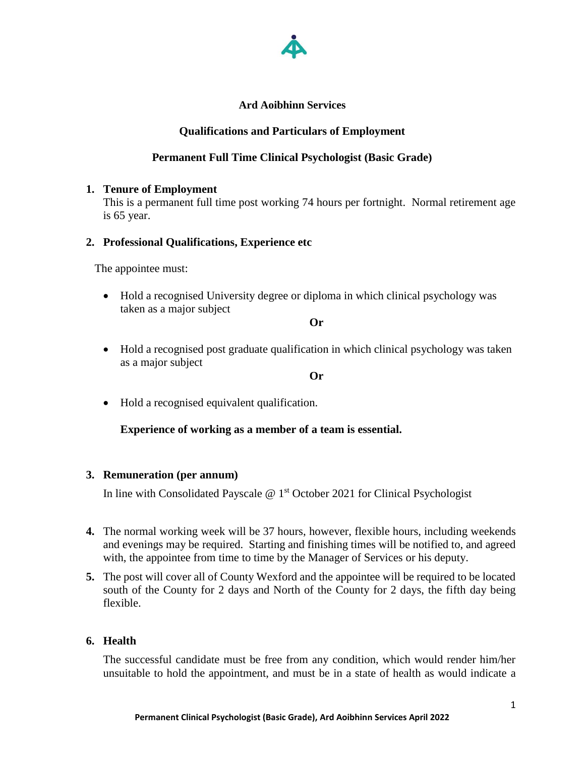**Ard Aoibhinn Services**

**Qualifications and Particulars of Employment**

**Permanent Full Time Clinical Psychologist (Basic Grade)**

1. **Tenure of Employment**

   This is a permanent full time post working 74 hours per fortnight. Normal retirement age is 65 year.

2. **Professional Qualifications, Experience etc**

   The appointee must:

   - Hold a recognised University degree or diploma in which clinical psychology was taken as a major subject

     **Or**

   - Hold a recognised post graduate qualification in which clinical psychology was taken as a major subject

     **Or**

   - Hold a recognised equivalent qualification.

   **Experience of working as a member of a team is essential.**

3. **Remuneration (per annum)**

   In line with Consolidated Payscale @ 1st October 2021 for Clinical Psychologist

4. The normal working week will be 37 hours, however, flexible hours, including weekends and evenings may be required. Starting and finishing times will be notified to, and agreed with, the appointee from time to time by the Manager of Services or his deputy.

5. The post will cover all of County Wexford and the appointee will be required to be located south of the County for 2 days and North of the County for 2 days, the fifth day being flexible.

6. **Health**

   The successful candidate must be free from any condition, which would render him/her unsuitable to hold the appointment, and must be in a state of health as would indicate a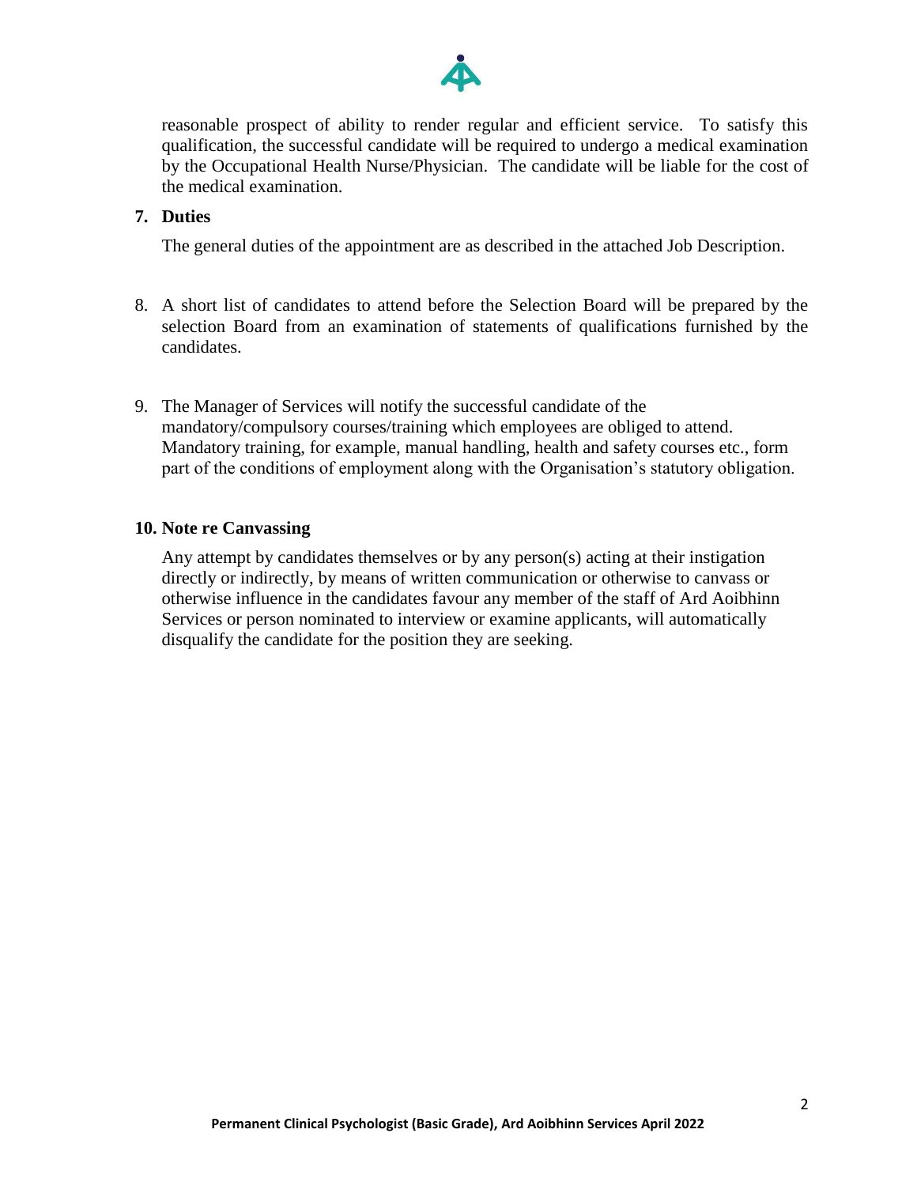reasonable prospect of ability to render regular and efficient service. To satisfy this qualification, the successful candidate will be required to undergo a medical examination by the Occupational Health Nurse/Physician. The candidate will be liable for the cost of the medical examination.

**7. Duties**

The general duties of the appointment are as described in the attached Job Description.

8. A short list of candidates to attend before the Selection Board will be prepared by the selection Board from an examination of statements of qualifications furnished by the candidates.

9. The Manager of Services will notify the successful candidate of the mandatory/compulsory courses/training which employees are obliged to attend. Mandatory training, for example, manual handling, health and safety courses etc., form part of the conditions of employment along with the Organisation's statutory obligation.

**10. Note re Canvassing**

Any attempt by candidates themselves or by any person(s) acting at their instigation directly or indirectly, by means of written communication or otherwise to canvass or otherwise influence in the candidates favour any member of the staff of Ard Aoibhinn Services or person nominated to interview or examine applicants, will automatically disqualify the candidate for the position they are seeking.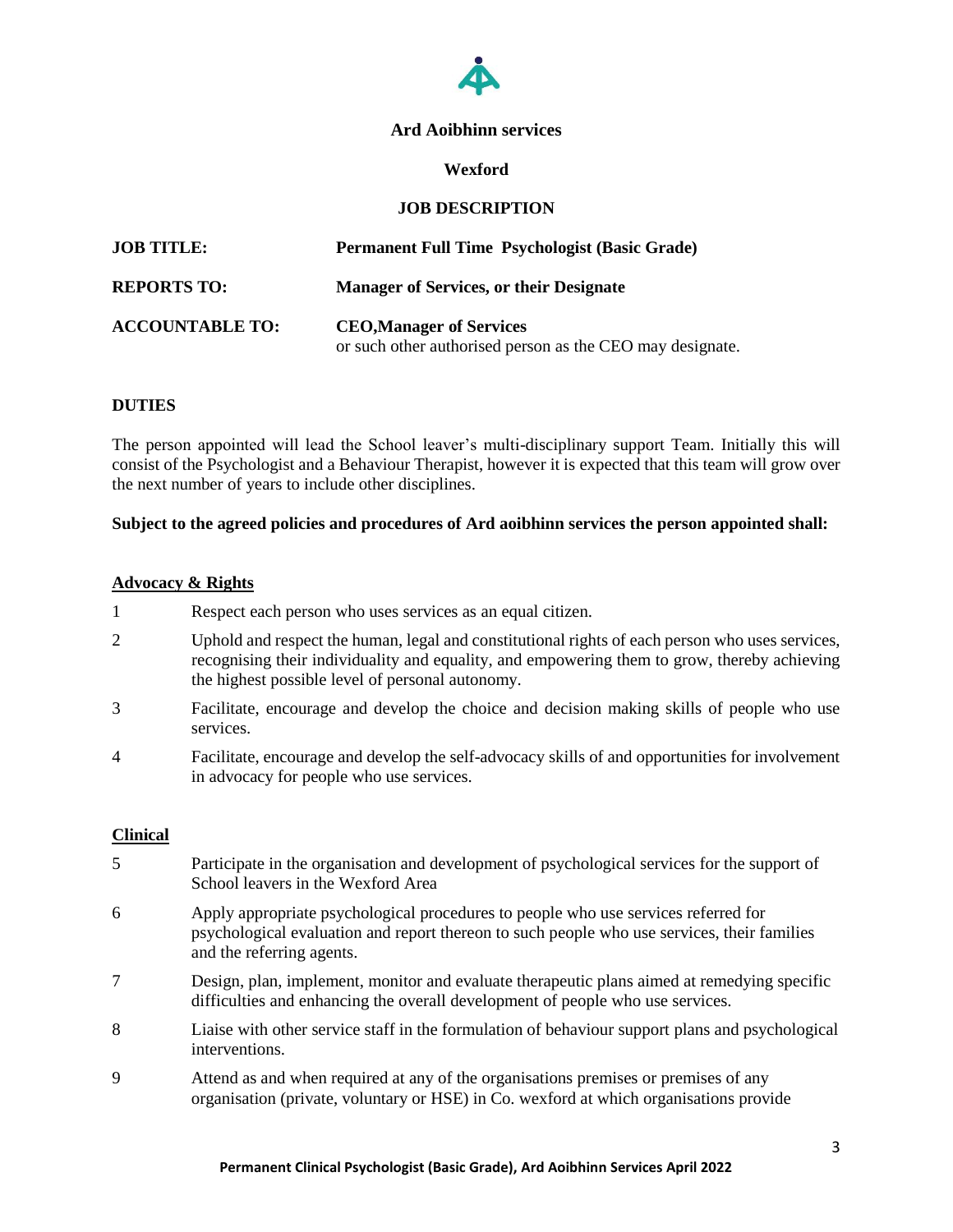**Ard Aoibhinn services**

**Wexford**

**JOB DESCRIPTION**

| | |
|---|---|
| **JOB TITLE:** | **Permanent Full Time Psychologist (Basic Grade)** |
| **REPORTS TO:** | **Manager of Services, or their Designate** |
| **ACCOUNTABLE TO:** | **CEO,Manager of Services** or such other authorised person as the CEO may designate. |

## DUTIES

The person appointed will lead the School leaver's multi-disciplinary support Team. Initially this will consist of the Psychologist and a Behaviour Therapist, however it is expected that this team will grow over the next number of years to include other disciplines.

**Subject to the agreed policies and procedures of Ard aoibhinn services the person appointed shall:**

### Advocacy & Rights

1. Respect each person who uses services as an equal citizen.
2. Uphold and respect the human, legal and constitutional rights of each person who uses services, recognising their individuality and equality, and empowering them to grow, thereby achieving the highest possible level of personal autonomy.
3. Facilitate, encourage and develop the choice and decision making skills of people who use services.
4. Facilitate, encourage and develop the self-advocacy skills of and opportunities for involvement in advocacy for people who use services.

### Clinical

5. Participate in the organisation and development of psychological services for the support of School leavers in the Wexford Area
6. Apply appropriate psychological procedures to people who use services referred for psychological evaluation and report thereon to such people who use services, their families and the referring agents.
7. Design, plan, implement, monitor and evaluate therapeutic plans aimed at remedying specific difficulties and enhancing the overall development of people who use services.
8. Liaise with other service staff in the formulation of behaviour support plans and psychological interventions.
9. Attend as and when required at any of the organisations premises or premises of any organisation (private, voluntary or HSE) in Co. wexford at which organisations provide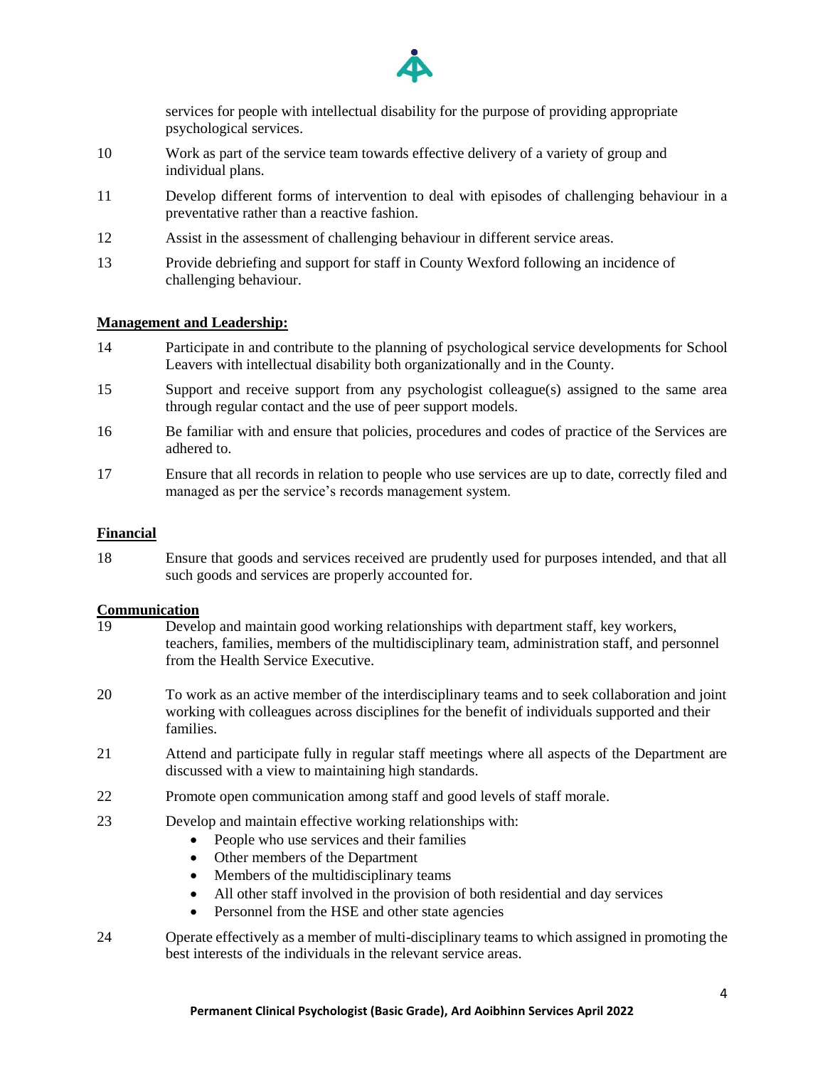services for people with intellectual disability for the purpose of providing appropriate psychological services.

10 Work as part of the service team towards effective delivery of a variety of group and individual plans.

11 Develop different forms of intervention to deal with episodes of challenging behaviour in a preventative rather than a reactive fashion.

12 Assist in the assessment of challenging behaviour in different service areas.

13 Provide debriefing and support for staff in County Wexford following an incidence of challenging behaviour.

**Management and Leadership:**

14 Participate in and contribute to the planning of psychological service developments for School Leavers with intellectual disability both organizationally and in the County.

15 Support and receive support from any psychologist colleague(s) assigned to the same area through regular contact and the use of peer support models.

16 Be familiar with and ensure that policies, procedures and codes of practice of the Services are adhered to.

17 Ensure that all records in relation to people who use services are up to date, correctly filed and managed as per the service's records management system.

**Financial**

18 Ensure that goods and services received are prudently used for purposes intended, and that all such goods and services are properly accounted for.

**Communication**

19 Develop and maintain good working relationships with department staff, key workers, teachers, families, members of the multidisciplinary team, administration staff, and personnel from the Health Service Executive.

20 To work as an active member of the interdisciplinary teams and to seek collaboration and joint working with colleagues across disciplines for the benefit of individuals supported and their families.

21 Attend and participate fully in regular staff meetings where all aspects of the Department are discussed with a view to maintaining high standards.

22 Promote open communication among staff and good levels of staff morale.

23 Develop and maintain effective working relationships with:

- People who use services and their families
- Other members of the Department
- Members of the multidisciplinary teams
- All other staff involved in the provision of both residential and day services
- Personnel from the HSE and other state agencies

24 Operate effectively as a member of multi-disciplinary teams to which assigned in promoting the best interests of the individuals in the relevant service areas.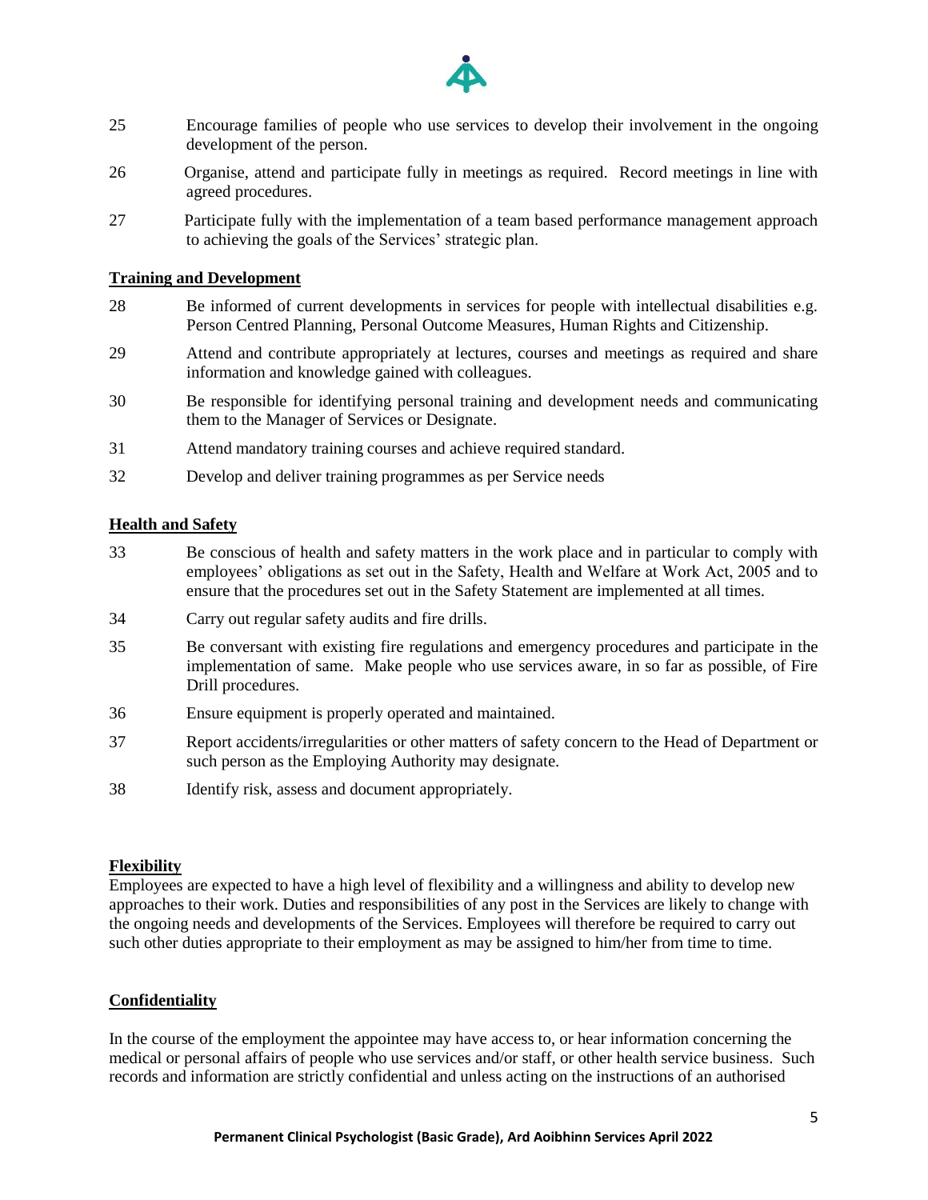25 Encourage families of people who use services to develop their involvement in the ongoing development of the person.

26 Organise, attend and participate fully in meetings as required. Record meetings in line with agreed procedures.

27 Participate fully with the implementation of a team based performance management approach to achieving the goals of the Services' strategic plan.

**Training and Development**

28 Be informed of current developments in services for people with intellectual disabilities e.g. Person Centred Planning, Personal Outcome Measures, Human Rights and Citizenship.

29 Attend and contribute appropriately at lectures, courses and meetings as required and share information and knowledge gained with colleagues.

30 Be responsible for identifying personal training and development needs and communicating them to the Manager of Services or Designate.

31 Attend mandatory training courses and achieve required standard.

32 Develop and deliver training programmes as per Service needs

**Health and Safety**

33 Be conscious of health and safety matters in the work place and in particular to comply with employees' obligations as set out in the Safety, Health and Welfare at Work Act, 2005 and to ensure that the procedures set out in the Safety Statement are implemented at all times.

34 Carry out regular safety audits and fire drills.

35 Be conversant with existing fire regulations and emergency procedures and participate in the implementation of same. Make people who use services aware, in so far as possible, of Fire Drill procedures.

36 Ensure equipment is properly operated and maintained.

37 Report accidents/irregularities or other matters of safety concern to the Head of Department or such person as the Employing Authority may designate.

38 Identify risk, assess and document appropriately.

**Flexibility**

Employees are expected to have a high level of flexibility and a willingness and ability to develop new approaches to their work. Duties and responsibilities of any post in the Services are likely to change with the ongoing needs and developments of the Services. Employees will therefore be required to carry out such other duties appropriate to their employment as may be assigned to him/her from time to time.

**Confidentiality**

In the course of the employment the appointee may have access to, or hear information concerning the medical or personal affairs of people who use services and/or staff, or other health service business. Such records and information are strictly confidential and unless acting on the instructions of an authorised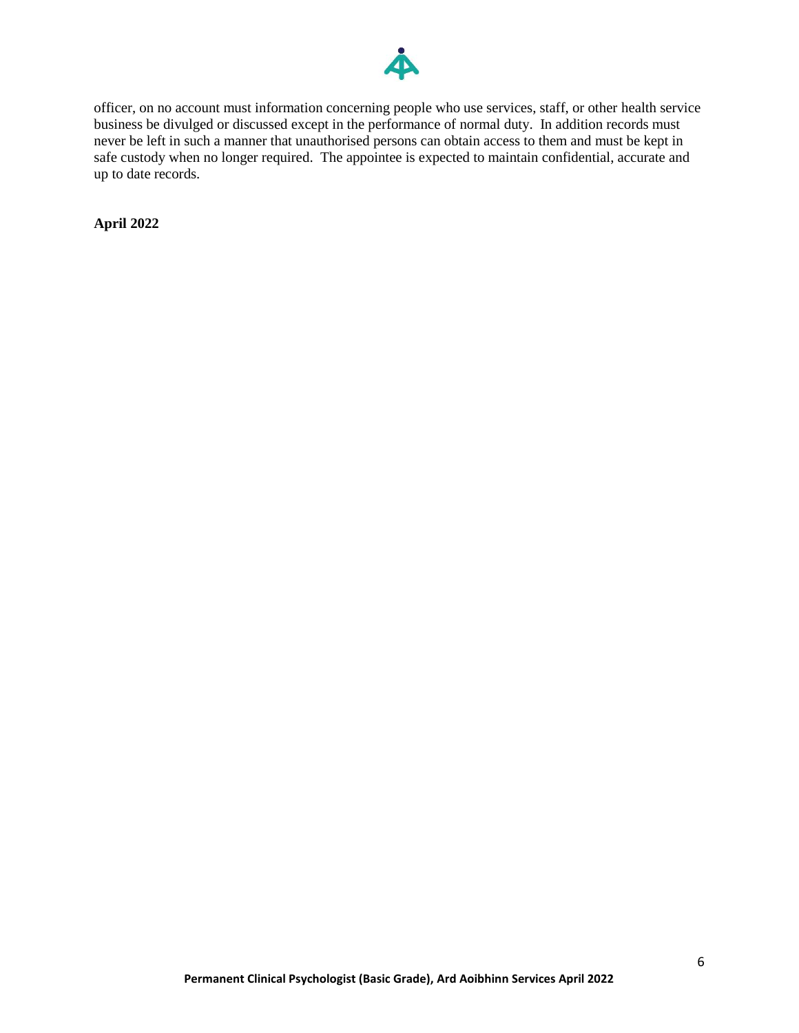officer, on no account must information concerning people who use services, staff, or other health service business be divulged or discussed except in the performance of normal duty. In addition records must never be left in such a manner that unauthorised persons can obtain access to them and must be kept in safe custody when no longer required. The appointee is expected to maintain confidential, accurate and up to date records.

**April 2022**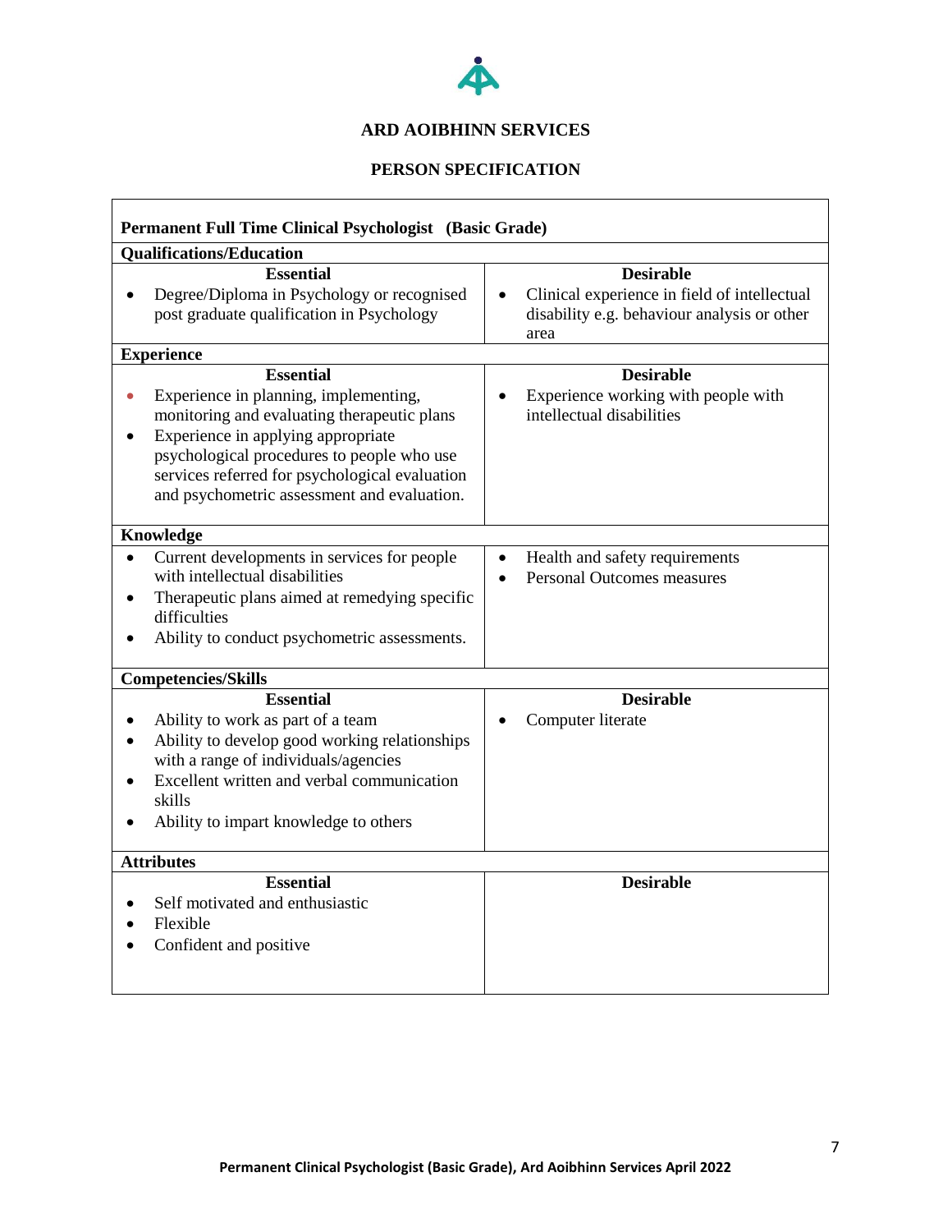## ARD AOIBHINN SERVICES

## PERSON SPECIFICATION

| **Permanent Full Time Clinical Psychologist (Basic Grade)** | |
|---|---|
| **Qualifications/Education** | |
| **Essential** | **Desirable** |
| • Degree/Diploma in Psychology or recognised post graduate qualification in Psychology | • Clinical experience in field of intellectual disability e.g. behaviour analysis or other area |
| **Experience** | |
| **Essential** | **Desirable** |
| • Experience in planning, implementing, monitoring and evaluating therapeutic plans<br>• Experience in applying appropriate psychological procedures to people who use services referred for psychological evaluation and psychometric assessment and evaluation. | • Experience working with people with intellectual disabilities |
| **Knowledge** | |
| • Current developments in services for people with intellectual disabilities<br>• Therapeutic plans aimed at remedying specific difficulties<br>• Ability to conduct psychometric assessments. | • Health and safety requirements<br>• Personal Outcomes measures |
| **Competencies/Skills** | |
| **Essential** | **Desirable** |
| • Ability to work as part of a team<br>• Ability to develop good working relationships with a range of individuals/agencies<br>• Excellent written and verbal communication skills<br>• Ability to impart knowledge to others | • Computer literate |
| **Attributes** | |
| **Essential** | **Desirable** |
| • Self motivated and enthusiastic<br>• Flexible<br>• Confident and positive | |